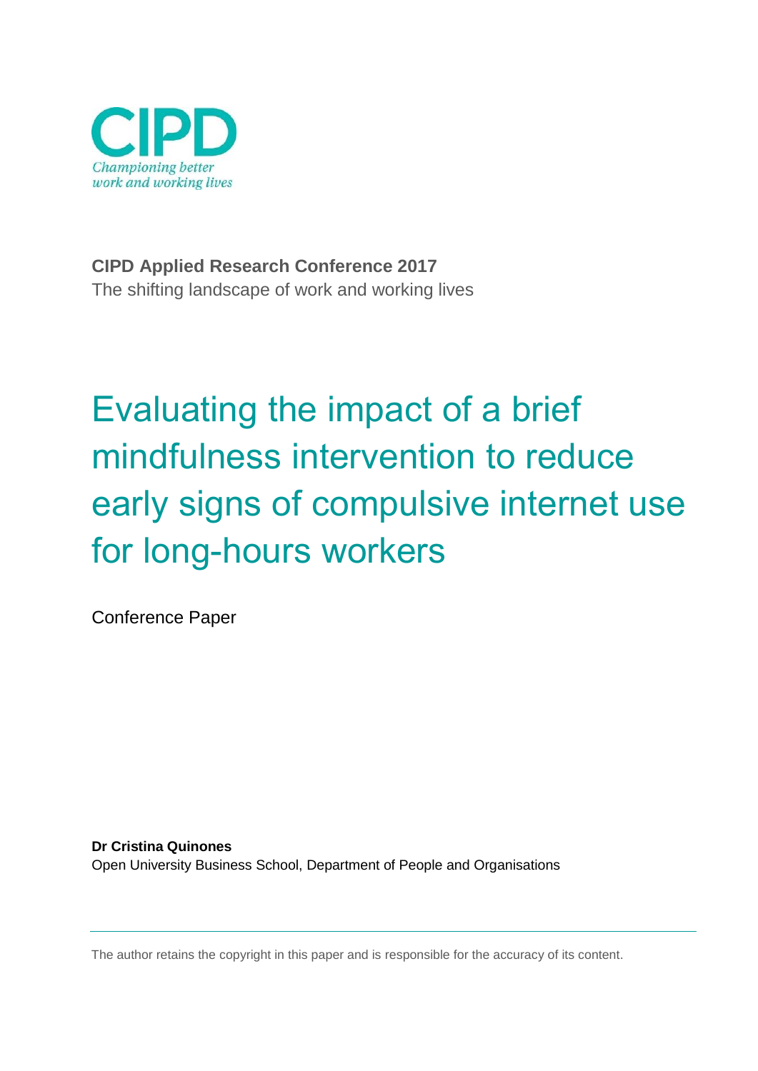CIPD

*Championing better work and working lives*

**CIPD Applied Research Conference 2017**

The shifting landscape of work and working lives

# Evaluating the impact of a brief mindfulness intervention to reduce early signs of compulsive internet use for long-hours workers

Conference Paper

**Dr Cristina Quinones**

Open University Business School, Department of People and Organisations

The author retains the copyright in this paper and is responsible for the accuracy of its content.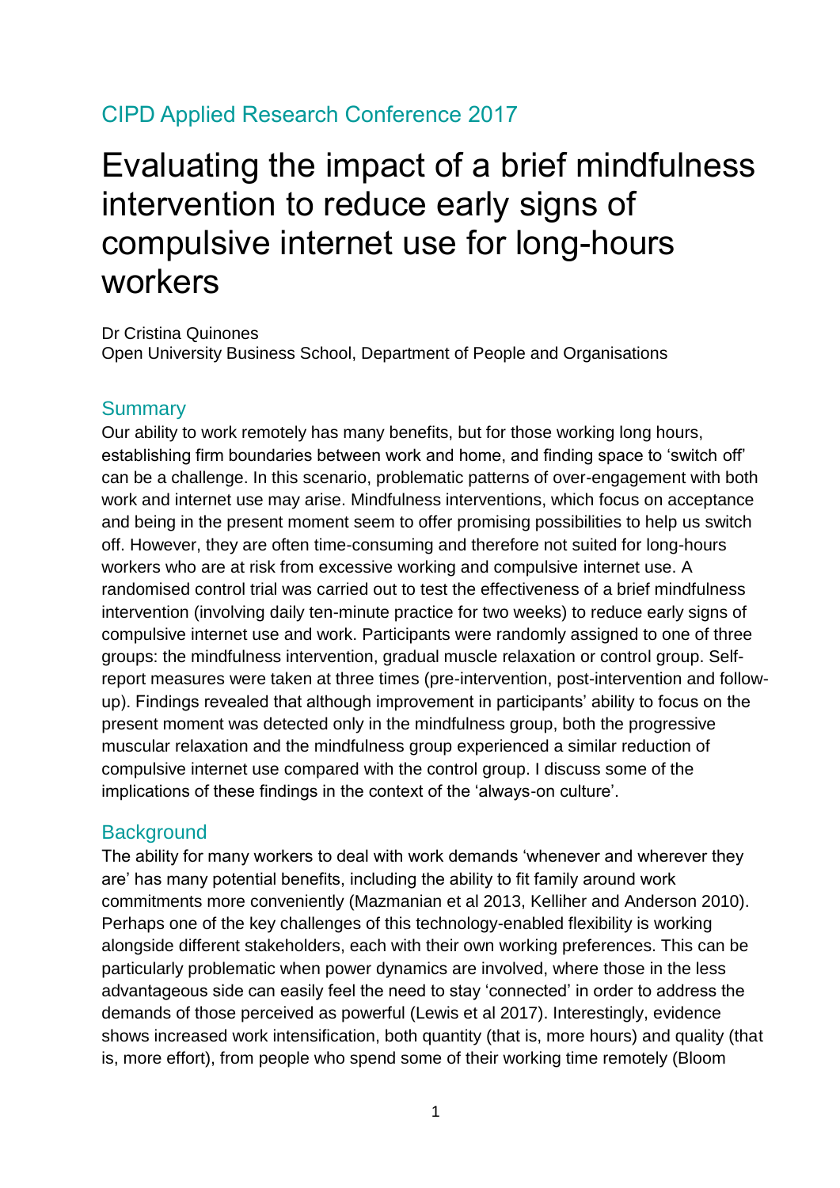CIPD Applied Research Conference 2017

# Evaluating the impact of a brief mindfulness intervention to reduce early signs of compulsive internet use for long-hours workers

Dr Cristina Quinones
Open University Business School, Department of People and Organisations

## Summary

Our ability to work remotely has many benefits, but for those working long hours, establishing firm boundaries between work and home, and finding space to 'switch off' can be a challenge. In this scenario, problematic patterns of over-engagement with both work and internet use may arise. Mindfulness interventions, which focus on acceptance and being in the present moment seem to offer promising possibilities to help us switch off. However, they are often time-consuming and therefore not suited for long-hours workers who are at risk from excessive working and compulsive internet use. A randomised control trial was carried out to test the effectiveness of a brief mindfulness intervention (involving daily ten-minute practice for two weeks) to reduce early signs of compulsive internet use and work. Participants were randomly assigned to one of three groups: the mindfulness intervention, gradual muscle relaxation or control group. Self-report measures were taken at three times (pre-intervention, post-intervention and follow-up). Findings revealed that although improvement in participants' ability to focus on the present moment was detected only in the mindfulness group, both the progressive muscular relaxation and the mindfulness group experienced a similar reduction of compulsive internet use compared with the control group. I discuss some of the implications of these findings in the context of the 'always-on culture'.

## Background

The ability for many workers to deal with work demands 'whenever and wherever they are' has many potential benefits, including the ability to fit family around work commitments more conveniently (Mazmanian et al 2013, Kelliher and Anderson 2010). Perhaps one of the key challenges of this technology-enabled flexibility is working alongside different stakeholders, each with their own working preferences. This can be particularly problematic when power dynamics are involved, where those in the less advantageous side can easily feel the need to stay 'connected' in order to address the demands of those perceived as powerful (Lewis et al 2017). Interestingly, evidence shows increased work intensification, both quantity (that is, more hours) and quality (that is, more effort), from people who spend some of their working time remotely (Bloom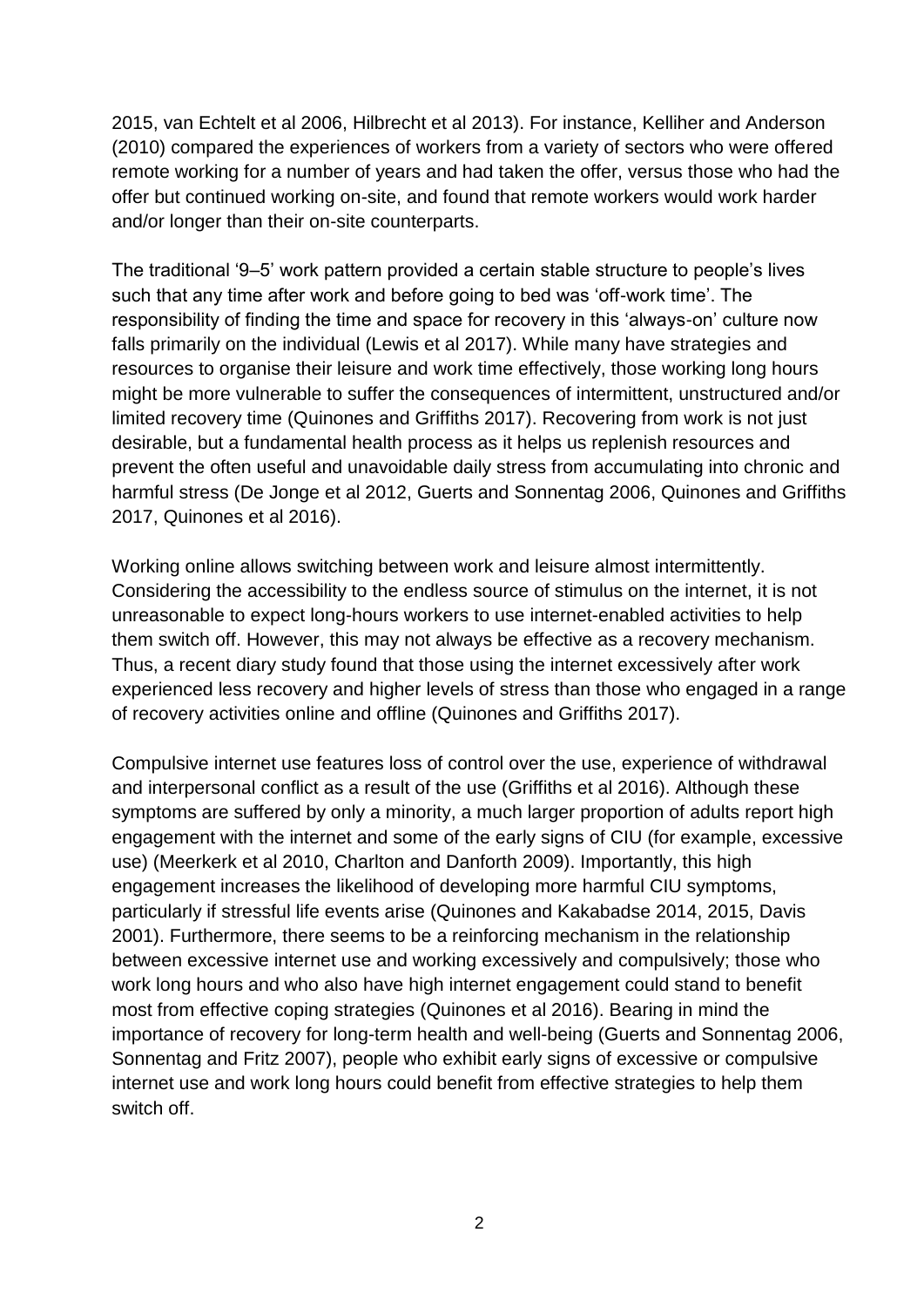2015, van Echtelt et al 2006, Hilbrecht et al 2013). For instance, Kelliher and Anderson (2010) compared the experiences of workers from a variety of sectors who were offered remote working for a number of years and had taken the offer, versus those who had the offer but continued working on-site, and found that remote workers would work harder and/or longer than their on-site counterparts.

The traditional '9–5' work pattern provided a certain stable structure to people's lives such that any time after work and before going to bed was 'off-work time'. The responsibility of finding the time and space for recovery in this 'always-on' culture now falls primarily on the individual (Lewis et al 2017). While many have strategies and resources to organise their leisure and work time effectively, those working long hours might be more vulnerable to suffer the consequences of intermittent, unstructured and/or limited recovery time (Quinones and Griffiths 2017). Recovering from work is not just desirable, but a fundamental health process as it helps us replenish resources and prevent the often useful and unavoidable daily stress from accumulating into chronic and harmful stress (De Jonge et al 2012, Guerts and Sonnentag 2006, Quinones and Griffiths 2017, Quinones et al 2016).

Working online allows switching between work and leisure almost intermittently. Considering the accessibility to the endless source of stimulus on the internet, it is not unreasonable to expect long-hours workers to use internet-enabled activities to help them switch off. However, this may not always be effective as a recovery mechanism. Thus, a recent diary study found that those using the internet excessively after work experienced less recovery and higher levels of stress than those who engaged in a range of recovery activities online and offline (Quinones and Griffiths 2017).

Compulsive internet use features loss of control over the use, experience of withdrawal and interpersonal conflict as a result of the use (Griffiths et al 2016). Although these symptoms are suffered by only a minority, a much larger proportion of adults report high engagement with the internet and some of the early signs of CIU (for example, excessive use) (Meerkerk et al 2010, Charlton and Danforth 2009). Importantly, this high engagement increases the likelihood of developing more harmful CIU symptoms, particularly if stressful life events arise (Quinones and Kakabadse 2014, 2015, Davis 2001). Furthermore, there seems to be a reinforcing mechanism in the relationship between excessive internet use and working excessively and compulsively; those who work long hours and who also have high internet engagement could stand to benefit most from effective coping strategies (Quinones et al 2016). Bearing in mind the importance of recovery for long-term health and well-being (Guerts and Sonnentag 2006, Sonnentag and Fritz 2007), people who exhibit early signs of excessive or compulsive internet use and work long hours could benefit from effective strategies to help them switch off.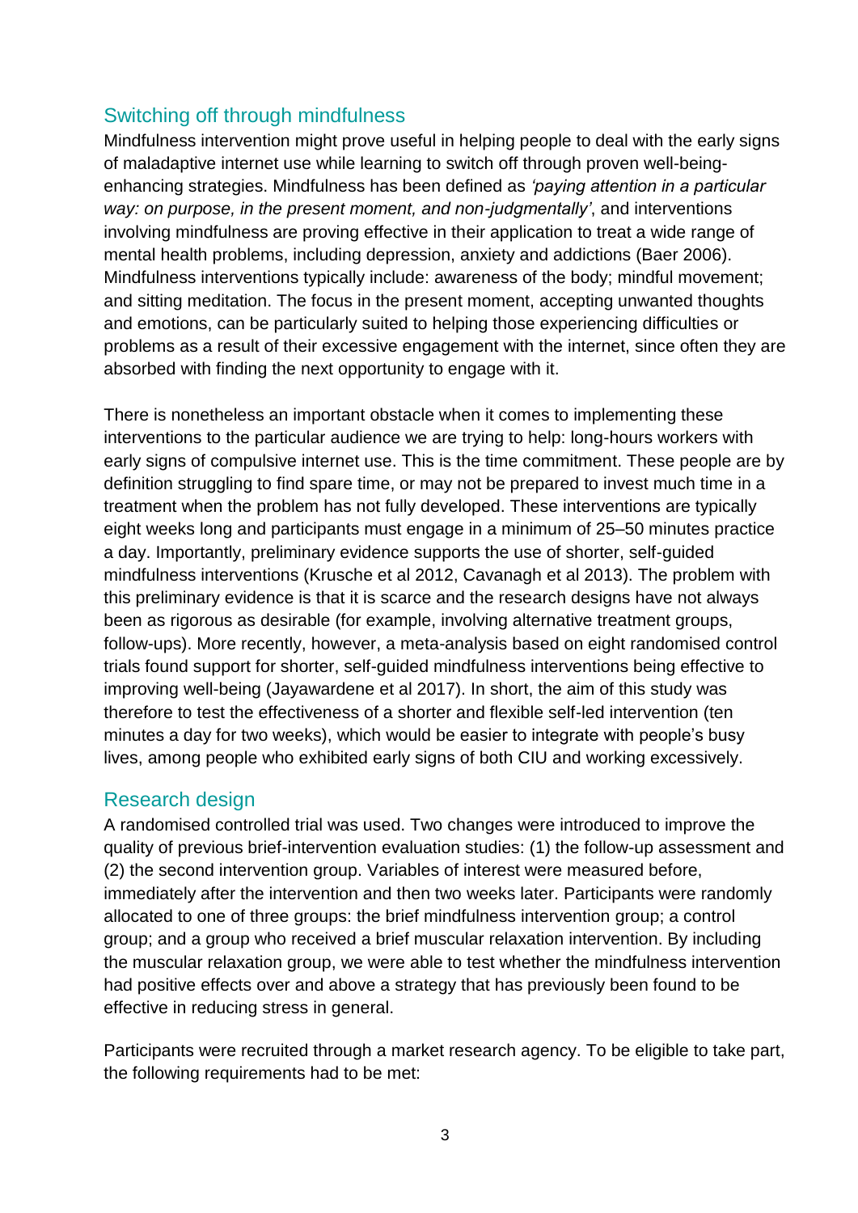## Switching off through mindfulness

Mindfulness intervention might prove useful in helping people to deal with the early signs of maladaptive internet use while learning to switch off through proven well-being-enhancing strategies. Mindfulness has been defined as *'paying attention in a particular way: on purpose, in the present moment, and non-judgmentally'*, and interventions involving mindfulness are proving effective in their application to treat a wide range of mental health problems, including depression, anxiety and addictions (Baer 2006). Mindfulness interventions typically include: awareness of the body; mindful movement; and sitting meditation. The focus in the present moment, accepting unwanted thoughts and emotions, can be particularly suited to helping those experiencing difficulties or problems as a result of their excessive engagement with the internet, since often they are absorbed with finding the next opportunity to engage with it.

There is nonetheless an important obstacle when it comes to implementing these interventions to the particular audience we are trying to help: long-hours workers with early signs of compulsive internet use. This is the time commitment. These people are by definition struggling to find spare time, or may not be prepared to invest much time in a treatment when the problem has not fully developed. These interventions are typically eight weeks long and participants must engage in a minimum of 25–50 minutes practice a day. Importantly, preliminary evidence supports the use of shorter, self-guided mindfulness interventions (Krusche et al 2012, Cavanagh et al 2013). The problem with this preliminary evidence is that it is scarce and the research designs have not always been as rigorous as desirable (for example, involving alternative treatment groups, follow-ups). More recently, however, a meta-analysis based on eight randomised control trials found support for shorter, self-guided mindfulness interventions being effective to improving well-being (Jayawardene et al 2017). In short, the aim of this study was therefore to test the effectiveness of a shorter and flexible self-led intervention (ten minutes a day for two weeks), which would be easier to integrate with people's busy lives, among people who exhibited early signs of both CIU and working excessively.

## Research design

A randomised controlled trial was used. Two changes were introduced to improve the quality of previous brief-intervention evaluation studies: (1) the follow-up assessment and (2) the second intervention group. Variables of interest were measured before, immediately after the intervention and then two weeks later. Participants were randomly allocated to one of three groups: the brief mindfulness intervention group; a control group; and a group who received a brief muscular relaxation intervention. By including the muscular relaxation group, we were able to test whether the mindfulness intervention had positive effects over and above a strategy that has previously been found to be effective in reducing stress in general.

Participants were recruited through a market research agency. To be eligible to take part, the following requirements had to be met: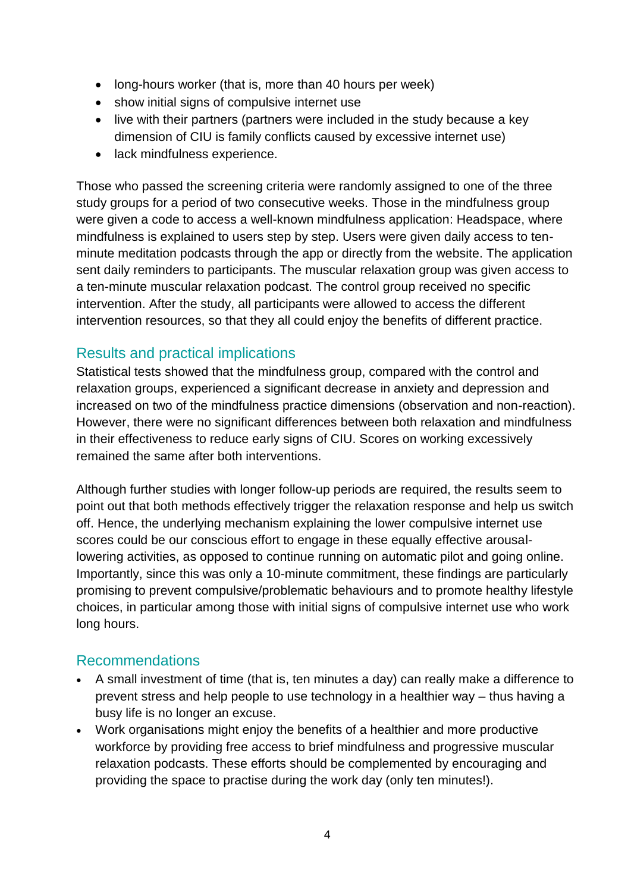- long-hours worker (that is, more than 40 hours per week)
- show initial signs of compulsive internet use
- live with their partners (partners were included in the study because a key dimension of CIU is family conflicts caused by excessive internet use)
- lack mindfulness experience.

Those who passed the screening criteria were randomly assigned to one of the three study groups for a period of two consecutive weeks. Those in the mindfulness group were given a code to access a well-known mindfulness application: Headspace, where mindfulness is explained to users step by step. Users were given daily access to ten-minute meditation podcasts through the app or directly from the website. The application sent daily reminders to participants. The muscular relaxation group was given access to a ten-minute muscular relaxation podcast. The control group received no specific intervention. After the study, all participants were allowed to access the different intervention resources, so that they all could enjoy the benefits of different practice.

## Results and practical implications

Statistical tests showed that the mindfulness group, compared with the control and relaxation groups, experienced a significant decrease in anxiety and depression and increased on two of the mindfulness practice dimensions (observation and non-reaction). However, there were no significant differences between both relaxation and mindfulness in their effectiveness to reduce early signs of CIU. Scores on working excessively remained the same after both interventions.

Although further studies with longer follow-up periods are required, the results seem to point out that both methods effectively trigger the relaxation response and help us switch off. Hence, the underlying mechanism explaining the lower compulsive internet use scores could be our conscious effort to engage in these equally effective arousal-lowering activities, as opposed to continue running on automatic pilot and going online. Importantly, since this was only a 10-minute commitment, these findings are particularly promising to prevent compulsive/problematic behaviours and to promote healthy lifestyle choices, in particular among those with initial signs of compulsive internet use who work long hours.

## Recommendations

- A small investment of time (that is, ten minutes a day) can really make a difference to prevent stress and help people to use technology in a healthier way – thus having a busy life is no longer an excuse.
- Work organisations might enjoy the benefits of a healthier and more productive workforce by providing free access to brief mindfulness and progressive muscular relaxation podcasts. These efforts should be complemented by encouraging and providing the space to practise during the work day (only ten minutes!).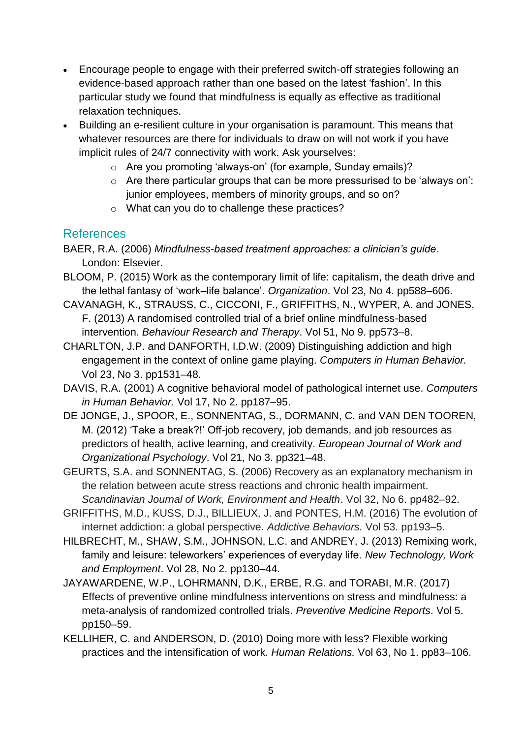- Encourage people to engage with their preferred switch-off strategies following an evidence-based approach rather than one based on the latest 'fashion'. In this particular study we found that mindfulness is equally as effective as traditional relaxation techniques.
- Building an e-resilient culture in your organisation is paramount. This means that whatever resources are there for individuals to draw on will not work if you have implicit rules of 24/7 connectivity with work. Ask yourselves:
    - Are you promoting 'always-on' (for example, Sunday emails)?
    - Are there particular groups that can be more pressurised to be 'always on': junior employees, members of minority groups, and so on?
    - What can you do to challenge these practices?

## References

BAER, R.A. (2006) *Mindfulness-based treatment approaches: a clinician's guide*. London: Elsevier.

BLOOM, P. (2015) Work as the contemporary limit of life: capitalism, the death drive and the lethal fantasy of 'work–life balance'. *Organization*. Vol 23, No 4. pp588–606.

CAVANAGH, K., STRAUSS, C., CICCONI, F., GRIFFITHS, N., WYPER, A. and JONES, F. (2013) A randomised controlled trial of a brief online mindfulness-based intervention. *Behaviour Research and Therapy*. Vol 51, No 9. pp573–8.

CHARLTON, J.P. and DANFORTH, I.D.W. (2009) Distinguishing addiction and high engagement in the context of online game playing. *Computers in Human Behavior.* Vol 23, No 3. pp1531–48.

DAVIS, R.A. (2001) A cognitive behavioral model of pathological internet use. *Computers in Human Behavior.* Vol 17, No 2. pp187–95.

DE JONGE, J., SPOOR, E., SONNENTAG, S., DORMANN, C. and VAN DEN TOOREN, M. (2012) 'Take a break?!' Off-job recovery, job demands, and job resources as predictors of health, active learning, and creativity. *European Journal of Work and Organizational Psychology*. Vol 21, No 3. pp321–48.

GEURTS, S.A. and SONNENTAG, S. (2006) Recovery as an explanatory mechanism in the relation between acute stress reactions and chronic health impairment. *Scandinavian Journal of Work, Environment and Health*. Vol 32, No 6. pp482–92.

GRIFFITHS, M.D., KUSS, D.J., BILLIEUX, J. and PONTES, H.M. (2016) The evolution of internet addiction: a global perspective. *Addictive Behaviors.* Vol 53. pp193–5.

HILBRECHT, M., SHAW, S.M., JOHNSON, L.C. and ANDREY, J. (2013) Remixing work, family and leisure: teleworkers' experiences of everyday life. *New Technology, Work and Employment*. Vol 28, No 2. pp130–44.

JAYAWARDENE, W.P., LOHRMANN, D.K., ERBE, R.G. and TORABI, M.R. (2017) Effects of preventive online mindfulness interventions on stress and mindfulness: a meta-analysis of randomized controlled trials. *Preventive Medicine Reports*. Vol 5. pp150–59.

KELLIHER, C. and ANDERSON, D. (2010) Doing more with less? Flexible working practices and the intensification of work. *Human Relations.* Vol 63, No 1. pp83–106.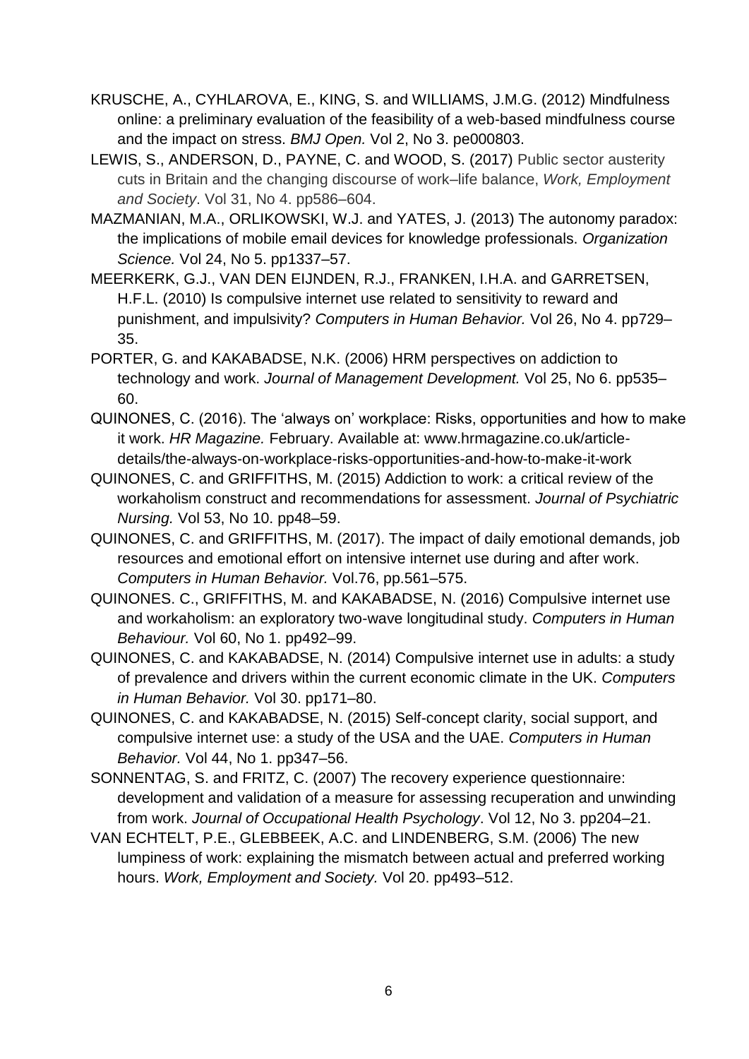KRUSCHE, A., CYHLAROVA, E., KING, S. and WILLIAMS, J.M.G. (2012) Mindfulness online: a preliminary evaluation of the feasibility of a web-based mindfulness course and the impact on stress. *BMJ Open.* Vol 2, No 3. pe000803.

LEWIS, S., ANDERSON, D., PAYNE, C. and WOOD, S. (2017) Public sector austerity cuts in Britain and the changing discourse of work–life balance, *Work, Employment and Society*. Vol 31, No 4. pp586–604.

MAZMANIAN, M.A., ORLIKOWSKI, W.J. and YATES, J. (2013) The autonomy paradox: the implications of mobile email devices for knowledge professionals. *Organization Science.* Vol 24, No 5. pp1337–57.

MEERKERK, G.J., VAN DEN EIJNDEN, R.J., FRANKEN, I.H.A. and GARRETSEN, H.F.L. (2010) Is compulsive internet use related to sensitivity to reward and punishment, and impulsivity? *Computers in Human Behavior.* Vol 26, No 4. pp729–35.

PORTER, G. and KAKABADSE, N.K. (2006) HRM perspectives on addiction to technology and work. *Journal of Management Development.* Vol 25, No 6. pp535–60.

QUINONES, C. (2016). The 'always on' workplace: Risks, opportunities and how to make it work. *HR Magazine.* February. Available at: www.hrmagazine.co.uk/article-details/the-always-on-workplace-risks-opportunities-and-how-to-make-it-work

QUINONES, C. and GRIFFITHS, M. (2015) Addiction to work: a critical review of the workaholism construct and recommendations for assessment. *Journal of Psychiatric Nursing.* Vol 53, No 10. pp48–59.

QUINONES, C. and GRIFFITHS, M. (2017). The impact of daily emotional demands, job resources and emotional effort on intensive internet use during and after work. *Computers in Human Behavior.* Vol.76, pp.561–575.

QUINONES. C., GRIFFITHS, M. and KAKABADSE, N. (2016) Compulsive internet use and workaholism: an exploratory two-wave longitudinal study. *Computers in Human Behaviour.* Vol 60, No 1. pp492–99.

QUINONES, C. and KAKABADSE, N. (2014) Compulsive internet use in adults: a study of prevalence and drivers within the current economic climate in the UK. *Computers in Human Behavior.* Vol 30. pp171–80.

QUINONES, C. and KAKABADSE, N. (2015) Self-concept clarity, social support, and compulsive internet use: a study of the USA and the UAE. *Computers in Human Behavior.* Vol 44, No 1. pp347–56.

SONNENTAG, S. and FRITZ, C. (2007) The recovery experience questionnaire: development and validation of a measure for assessing recuperation and unwinding from work. *Journal of Occupational Health Psychology*. Vol 12, No 3. pp204–21.

VAN ECHTELT, P.E., GLEBBEEK, A.C. and LINDENBERG, S.M. (2006) The new lumpiness of work: explaining the mismatch between actual and preferred working hours. *Work, Employment and Society.* Vol 20. pp493–512.